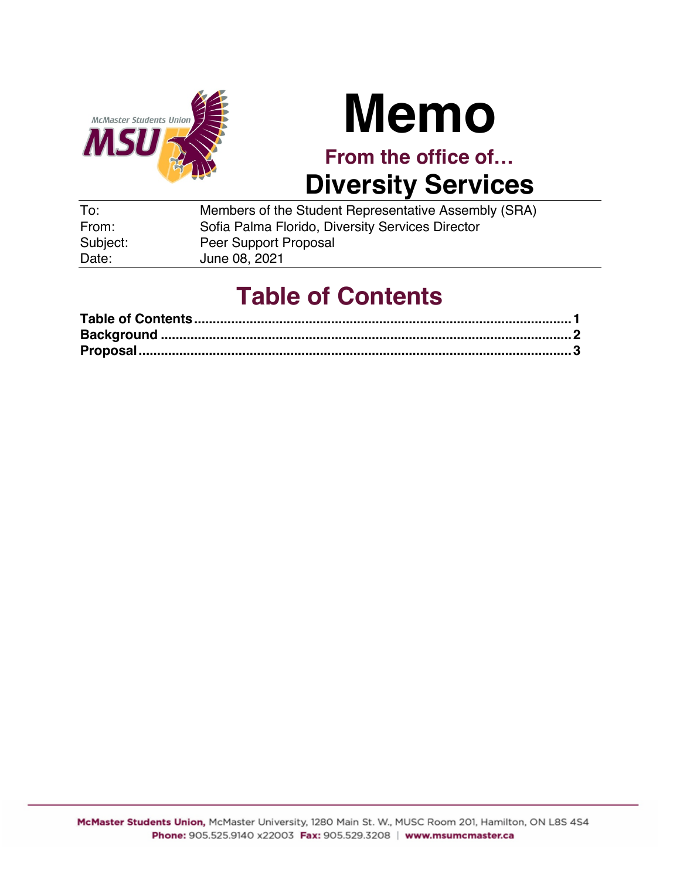# Memo

**From the office of…**

## Diversity Services

| | |
|---|---|
| To: | Members of the Student Representative Assembly (SRA) |
| From: | Sofia Palma Florido, Diversity Services Director |
| Subject: | Peer Support Proposal |
| Date: | June 08, 2021 |

## Table of Contents

**Table of Contents .......... 1**
**Background .......... 2**
**Proposal .......... 3**

**McMaster Students Union,** McMaster University, 1280 Main St. W., MUSC Room 201, Hamilton, ON L8S 4S4
**Phone:** 905.525.9140 x22003 **Fax:** 905.529.3208 | **www.msumcmaster.ca**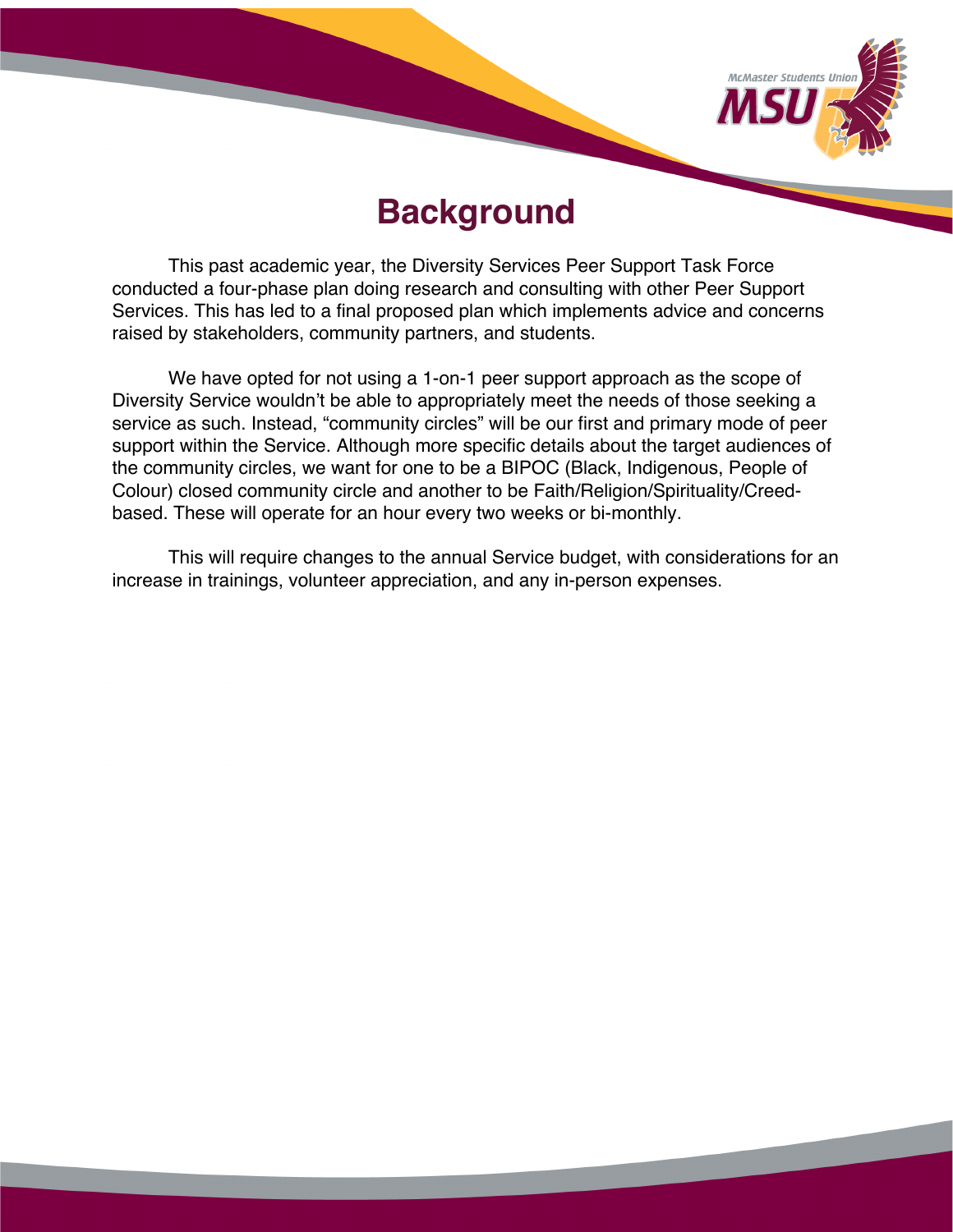# Background

This past academic year, the Diversity Services Peer Support Task Force conducted a four-phase plan doing research and consulting with other Peer Support Services. This has led to a final proposed plan which implements advice and concerns raised by stakeholders, community partners, and students.

We have opted for not using a 1-on-1 peer support approach as the scope of Diversity Service wouldn't be able to appropriately meet the needs of those seeking a service as such. Instead, "community circles" will be our first and primary mode of peer support within the Service. Although more specific details about the target audiences of the community circles, we want for one to be a BIPOC (Black, Indigenous, People of Colour) closed community circle and another to be Faith/Religion/Spirituality/Creed-based. These will operate for an hour every two weeks or bi-monthly.

This will require changes to the annual Service budget, with considerations for an increase in trainings, volunteer appreciation, and any in-person expenses.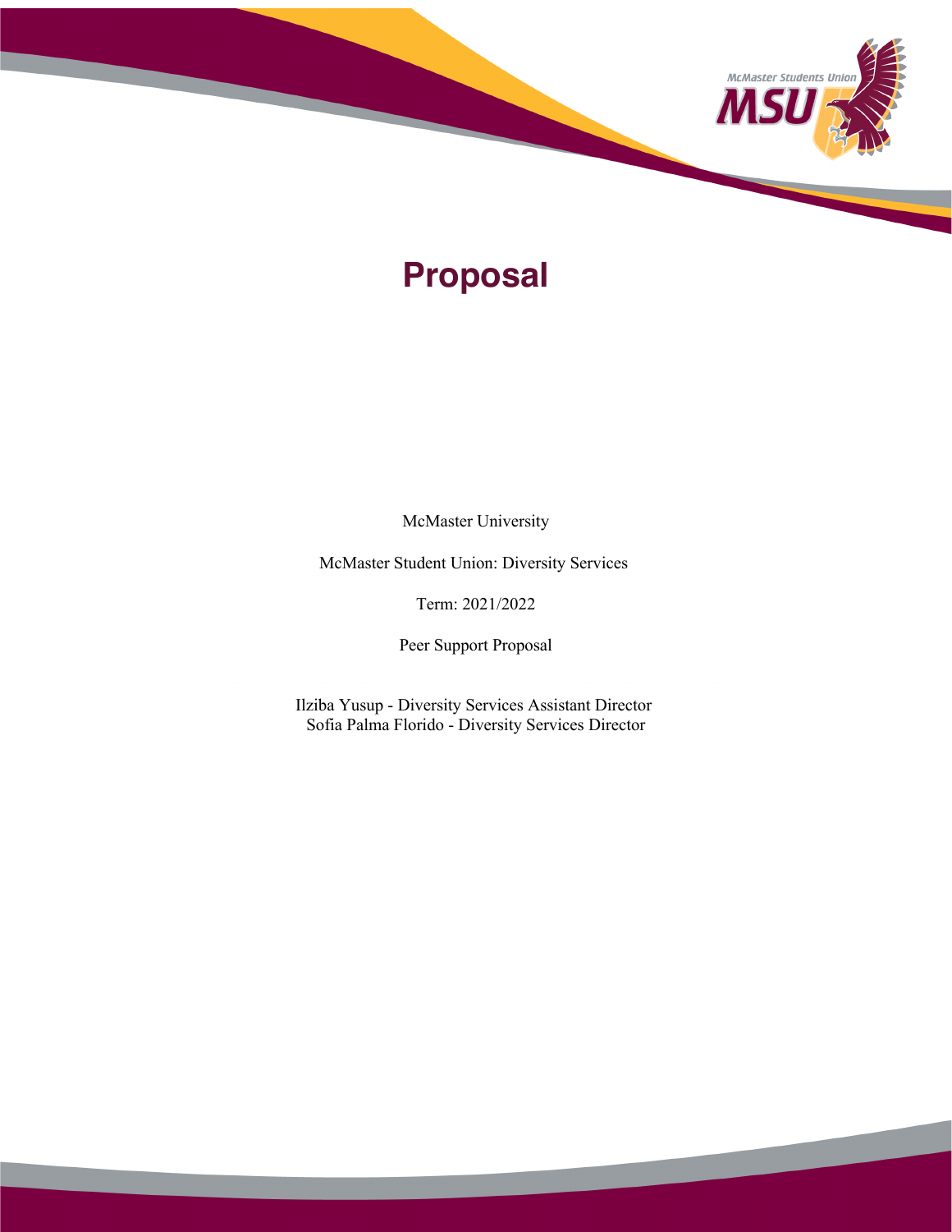# Proposal

McMaster University

McMaster Student Union: Diversity Services

Term: 2021/2022

Peer Support Proposal

Ilziba Yusup - Diversity Services Assistant Director
Sofia Palma Florido - Diversity Services Director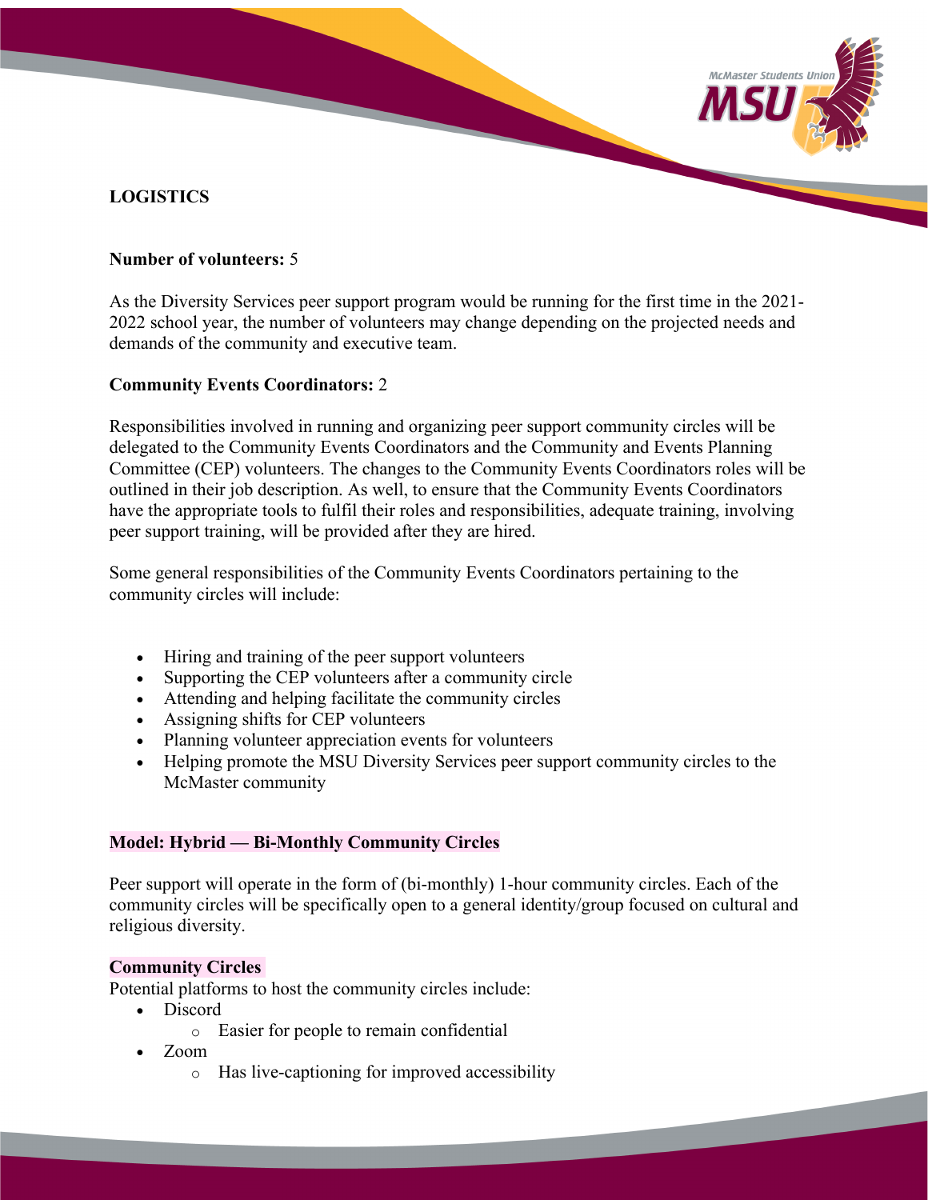**LOGISTICS**

**Number of volunteers:** 5

As the Diversity Services peer support program would be running for the first time in the 2021-2022 school year, the number of volunteers may change depending on the projected needs and demands of the community and executive team.

**Community Events Coordinators:** 2

Responsibilities involved in running and organizing peer support community circles will be delegated to the Community Events Coordinators and the Community and Events Planning Committee (CEP) volunteers. The changes to the Community Events Coordinators roles will be outlined in their job description. As well, to ensure that the Community Events Coordinators have the appropriate tools to fulfil their roles and responsibilities, adequate training, involving peer support training, will be provided after they are hired.

Some general responsibilities of the Community Events Coordinators pertaining to the community circles will include:

- Hiring and training of the peer support volunteers
- Supporting the CEP volunteers after a community circle
- Attending and helping facilitate the community circles
- Assigning shifts for CEP volunteers
- Planning volunteer appreciation events for volunteers
- Helping promote the MSU Diversity Services peer support community circles to the McMaster community

**Model: Hybrid — Bi-Monthly Community Circles**

Peer support will operate in the form of (bi-monthly) 1-hour community circles. Each of the community circles will be specifically open to a general identity/group focused on cultural and religious diversity.

**Community Circles**

Potential platforms to host the community circles include:

- Discord
  - Easier for people to remain confidential
- Zoom
  - Has live-captioning for improved accessibility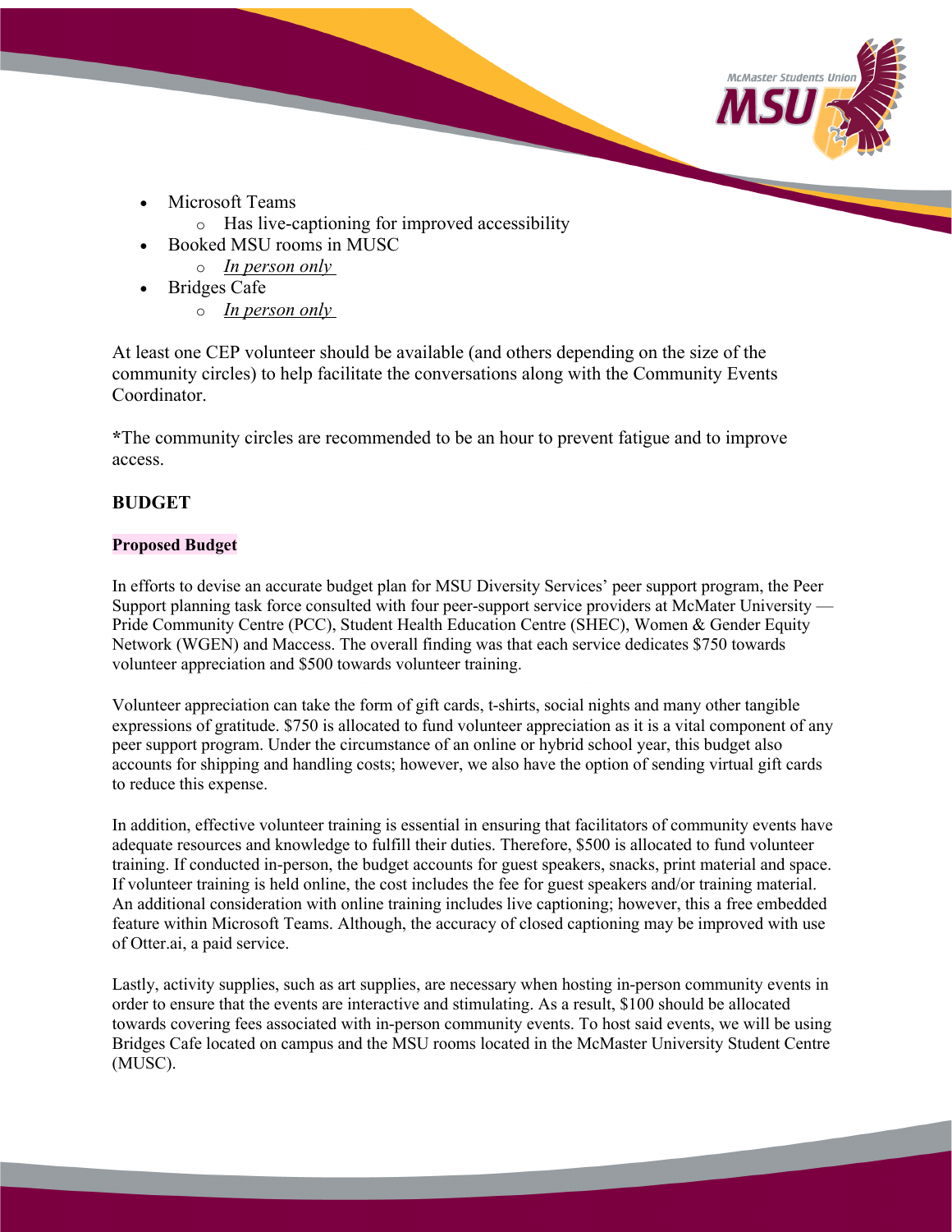- Microsoft Teams
  - Has live-captioning for improved accessibility
- Booked MSU rooms in MUSC
  - *In person only*
- Bridges Cafe
  - *In person only*

At least one CEP volunteer should be available (and others depending on the size of the community circles) to help facilitate the conversations along with the Community Events Coordinator.

*The community circles are recommended to be an hour to prevent fatigue and to improve access.

**BUDGET**

**Proposed Budget**

In efforts to devise an accurate budget plan for MSU Diversity Services' peer support program, the Peer Support planning task force consulted with four peer-support service providers at McMater University — Pride Community Centre (PCC), Student Health Education Centre (SHEC), Women & Gender Equity Network (WGEN) and Maccess. The overall finding was that each service dedicates $750 towards volunteer appreciation and $500 towards volunteer training.

Volunteer appreciation can take the form of gift cards, t-shirts, social nights and many other tangible expressions of gratitude. $750 is allocated to fund volunteer appreciation as it is a vital component of any peer support program. Under the circumstance of an online or hybrid school year, this budget also accounts for shipping and handling costs; however, we also have the option of sending virtual gift cards to reduce this expense.

In addition, effective volunteer training is essential in ensuring that facilitators of community events have adequate resources and knowledge to fulfill their duties. Therefore, $500 is allocated to fund volunteer training. If conducted in-person, the budget accounts for guest speakers, snacks, print material and space. If volunteer training is held online, the cost includes the fee for guest speakers and/or training material. An additional consideration with online training includes live captioning; however, this a free embedded feature within Microsoft Teams. Although, the accuracy of closed captioning may be improved with use of Otter.ai, a paid service.

Lastly, activity supplies, such as art supplies, are necessary when hosting in-person community events in order to ensure that the events are interactive and stimulating. As a result, $100 should be allocated towards covering fees associated with in-person community events. To host said events, we will be using Bridges Cafe located on campus and the MSU rooms located in the McMaster University Student Centre (MUSC).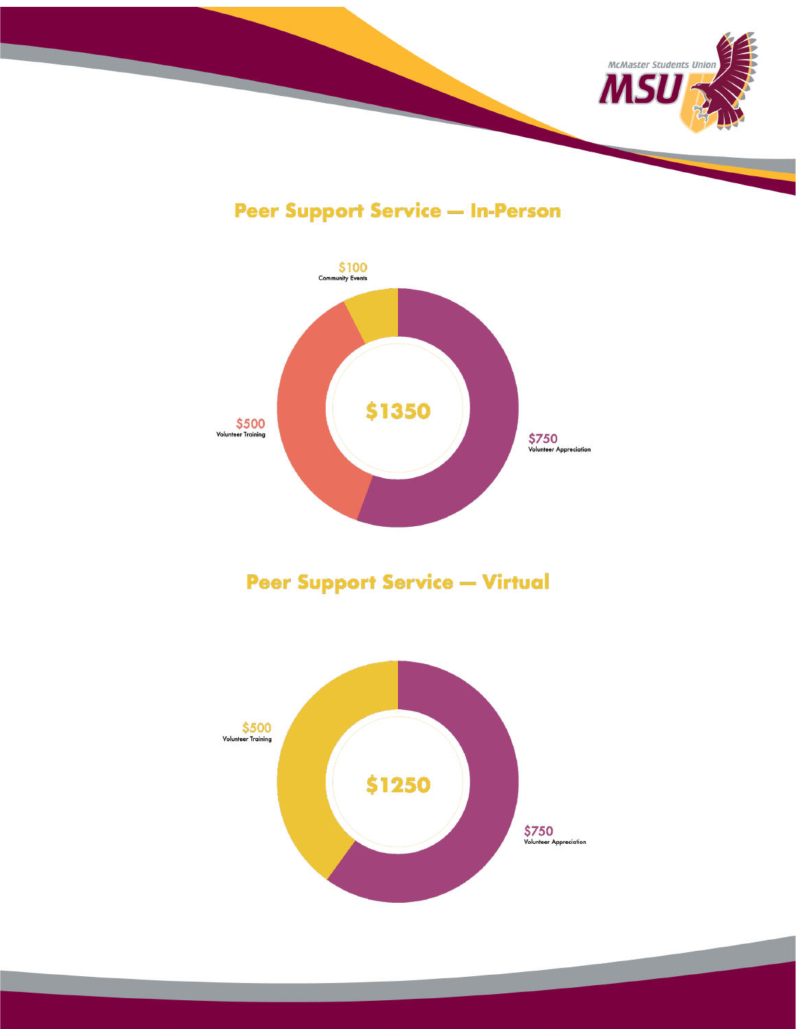## Peer Support Service — In-Person

$100
Community Events

$1350

$500
Volunteer Training

$750
Volunteer Appreciation

## Peer Support Service — Virtual

$500
Volunteer Training

$1250

$750
Volunteer Appreciation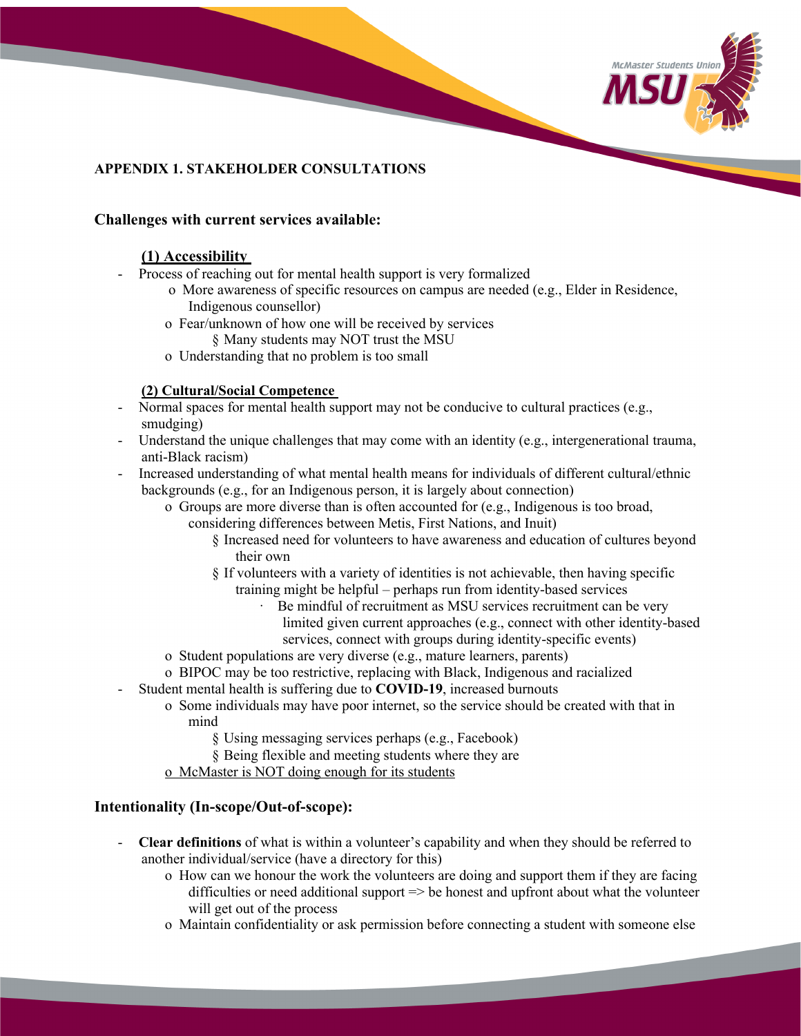**APPENDIX 1. STAKEHOLDER CONSULTATIONS**

## Challenges with current services available:

**(1) Accessibility**

- Process of reaching out for mental health support is very formalized
  - More awareness of specific resources on campus are needed (e.g., Elder in Residence, Indigenous counsellor)
  - Fear/unknown of how one will be received by services
    - Many students may NOT trust the MSU
  - Understanding that no problem is too small

**(2) Cultural/Social Competence**

- Normal spaces for mental health support may not be conducive to cultural practices (e.g., smudging)
- Understand the unique challenges that may come with an identity (e.g., intergenerational trauma, anti-Black racism)
- Increased understanding of what mental health means for individuals of different cultural/ethnic backgrounds (e.g., for an Indigenous person, it is largely about connection)
  - Groups are more diverse than is often accounted for (e.g., Indigenous is too broad, considering differences between Metis, First Nations, and Inuit)
    - Increased need for volunteers to have awareness and education of cultures beyond their own
    - If volunteers with a variety of identities is not achievable, then having specific training might be helpful – perhaps run from identity-based services
      - Be mindful of recruitment as MSU services recruitment can be very limited given current approaches (e.g., connect with other identity-based services, connect with groups during identity-specific events)
  - Student populations are very diverse (e.g., mature learners, parents)
  - BIPOC may be too restrictive, replacing with Black, Indigenous and racialized
- Student mental health is suffering due to **COVID-19**, increased burnouts
  - Some individuals may have poor internet, so the service should be created with that in mind
    - Using messaging services perhaps (e.g., Facebook)
    - Being flexible and meeting students where they are
  - McMaster is NOT doing enough for its students

## Intentionality (In-scope/Out-of-scope):

- **Clear definitions** of what is within a volunteer's capability and when they should be referred to another individual/service (have a directory for this)
  - How can we honour the work the volunteers are doing and support them if they are facing difficulties or need additional support => be honest and upfront about what the volunteer will get out of the process
  - Maintain confidentiality or ask permission before connecting a student with someone else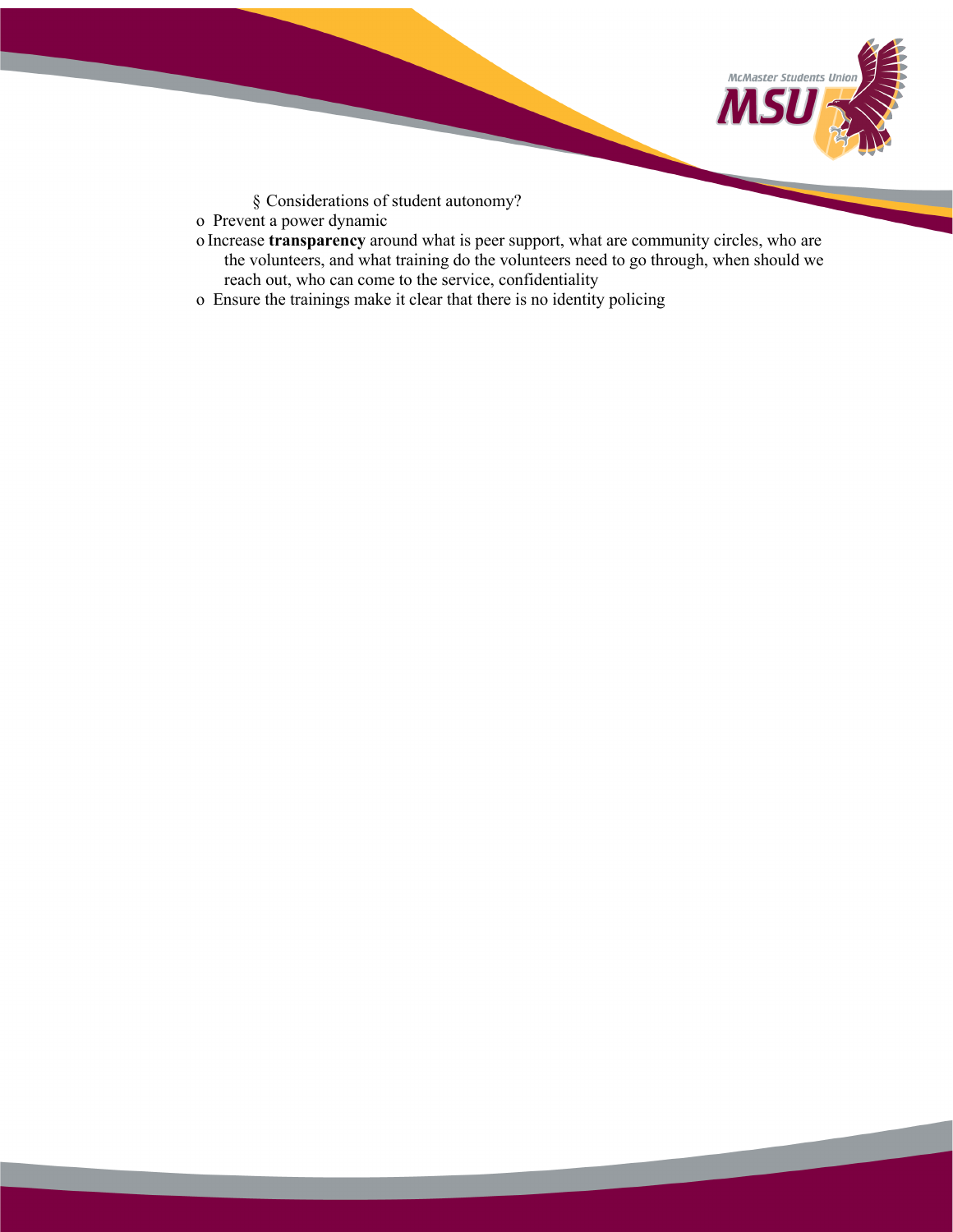- Considerations of student autonomy?
- Prevent a power dynamic
- Increase **transparency** around what is peer support, what are community circles, who are the volunteers, and what training do the volunteers need to go through, when should we reach out, who can come to the service, confidentiality
- Ensure the trainings make it clear that there is no identity policing